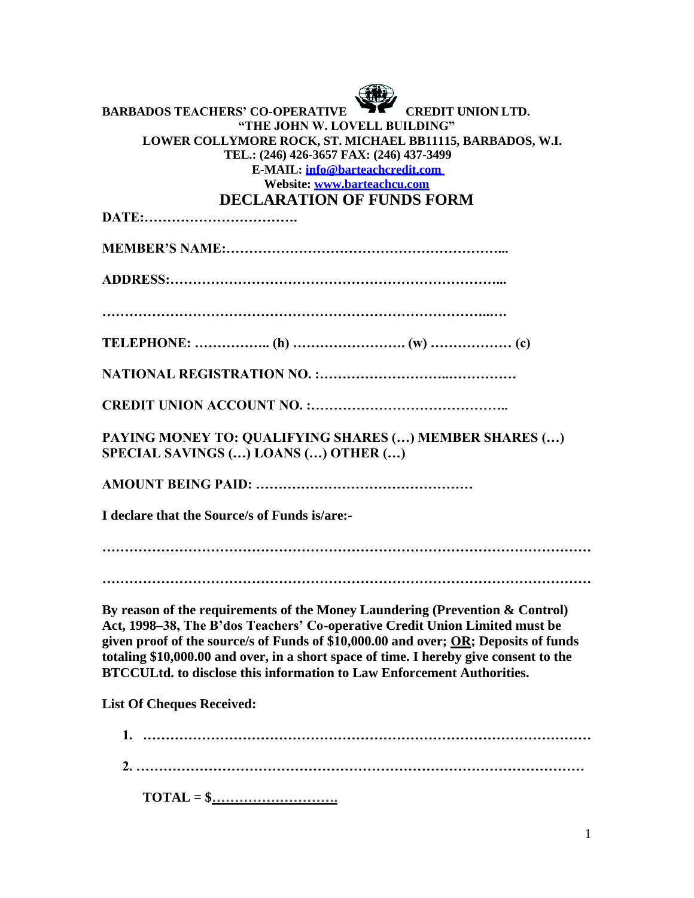**BARBADOS TEACHERS' CO-OPERATIVE CREDIT UNION LTD.**
**"THE JOHN W. LOVELL BUILDING"**
**LOWER COLLYMORE ROCK, ST. MICHAEL BB11115, BARBADOS, W.I.**
**TEL.: (246) 426-3657 FAX: (246) 437-3499**
**E-MAIL: info@barteachcredit.com**
**Website: www.barteachcu.com**

# DECLARATION OF FUNDS FORM

**DATE:…………………………….**

**MEMBER'S NAME:……………………………………………………...**

**ADDRESS:…………………………………………………………...**

**………………………………………………………………………..….**

**TELEPHONE: …………….. (h) ……………………. (w) ……………… (c)**

**NATIONAL REGISTRATION NO. :………………………..……………**

**CREDIT UNION ACCOUNT NO. :……………………………………..**

**PAYING MONEY TO: QUALIFYING SHARES (…) MEMBER SHARES (…) SPECIAL SAVINGS (…) LOANS (…) OTHER (…)**

**AMOUNT BEING PAID: …………………………………………**

**I declare that the Source/s of Funds is/are:-**

**……………………………………………………………………………………………**

**……………………………………………………………………………………………**

**By reason of the requirements of the Money Laundering (Prevention & Control) Act, 1998–38, The B'dos Teachers' Co-operative Credit Union Limited must be given proof of the source/s of Funds of $10,000.00 and over; <u>OR</u>; Deposits of funds totaling $10,000.00 and over, in a short space of time. I hereby give consent to the BTCCULtd. to disclose this information to Law Enforcement Authorities.**

**List Of Cheques Received:**

1. **…………………………………………………………………………………**
2. **…………………………………………………………………………………**

**TOTAL = $<u>……………………….</u>**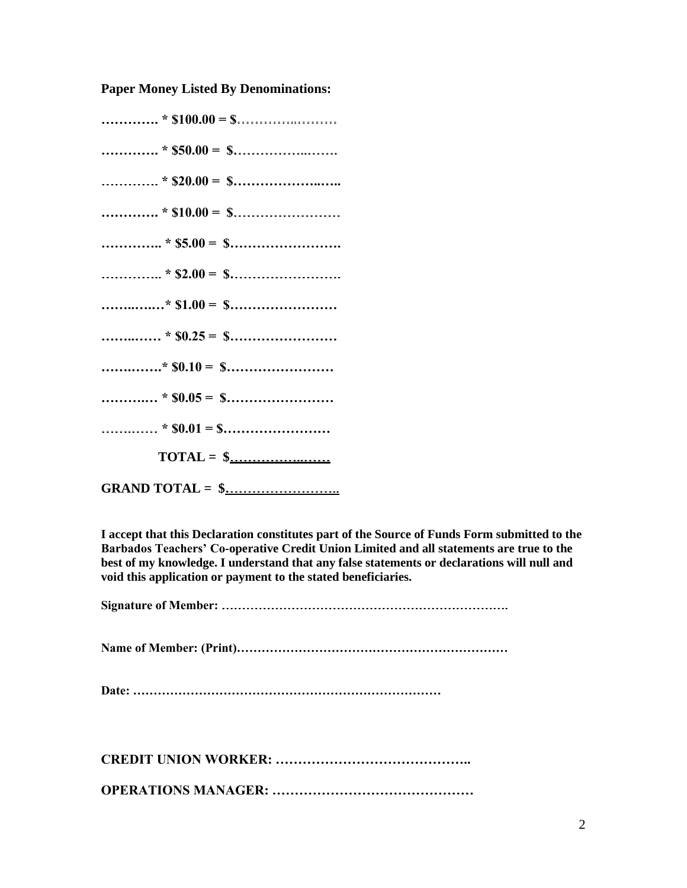**Paper Money Listed By Denominations:**

**…………. * $100.00 = $……………………**

**…………. * $50.00 = $………………….**

**…………. * $20.00 = $……………………..**

**…………. * $10.00 = $……………………**

**………….. * $5.00 = $…………………….**

**………….. * $2.00 = $…………………….**

**…………..* $1.00 = $……………………**

**…………. * $0.25 = $……………………**

**…………..* $0.10 = $……………………**

**…………. * $0.05 = $……………………**

**…………. * $0.01 = $……………………**

**TOTAL = $………………….**

**GRAND TOTAL = $……………………..**

**I accept that this Declaration constitutes part of the Source of Funds Form submitted to the Barbados Teachers' Co-operative Credit Union Limited and all statements are true to the best of my knowledge. I understand that any false statements or declarations will null and void this application or payment to the stated beneficiaries.**

**Signature of Member: ……………………………………………………………….**

**Name of Member: (Print)…………………………………………………………**

**Date: …………………………………………………………………**

**CREDIT UNION WORKER: ……………………………………..**

**OPERATIONS MANAGER: ………………………………………**